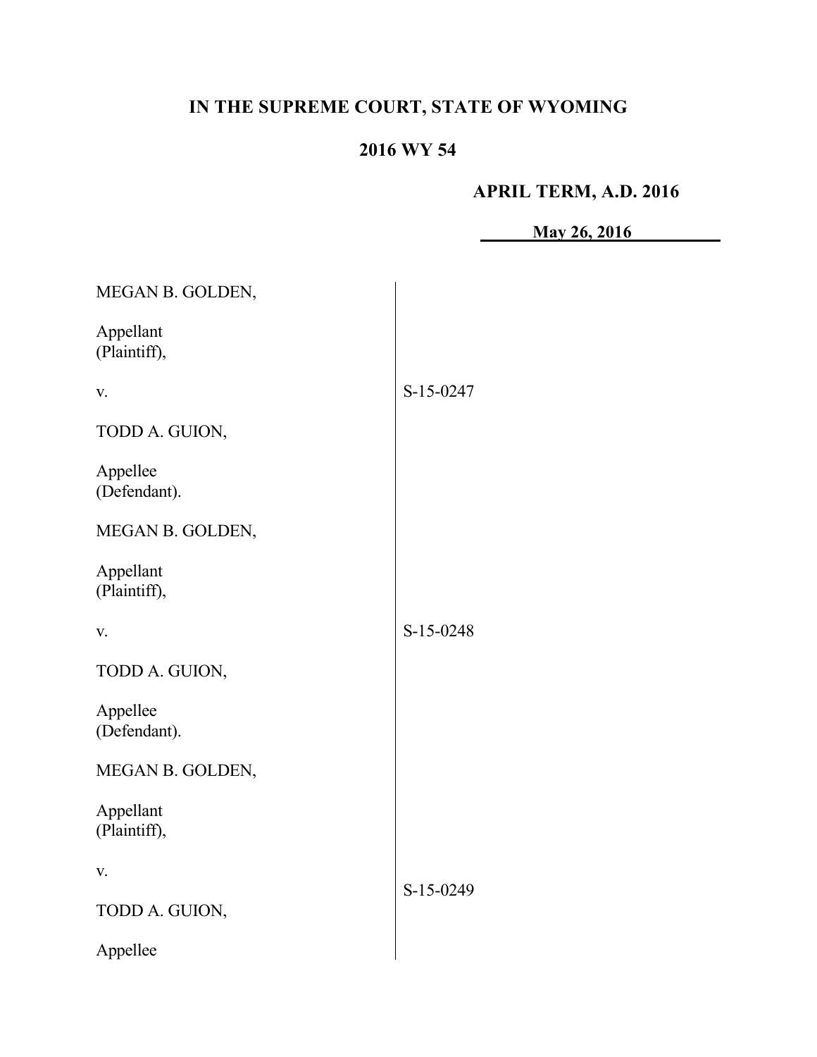**IN THE SUPREME COURT, STATE OF WYOMING**

**2016 WY 54**

**APRIL TERM, A.D. 2016**

**May 26, 2016**

| | |
|---|---|
| MEGAN B. GOLDEN,<br><br>Appellant<br>(Plaintiff),<br><br>v.<br><br>TODD A. GUION,<br><br>Appellee<br>(Defendant). | S-15-0247 |
| MEGAN B. GOLDEN,<br><br>Appellant<br>(Plaintiff),<br><br>v.<br><br>TODD A. GUION,<br><br>Appellee<br>(Defendant). | S-15-0248 |
| MEGAN B. GOLDEN,<br><br>Appellant<br>(Plaintiff),<br><br>v.<br><br>TODD A. GUION,<br><br>Appellee | S-15-0249 |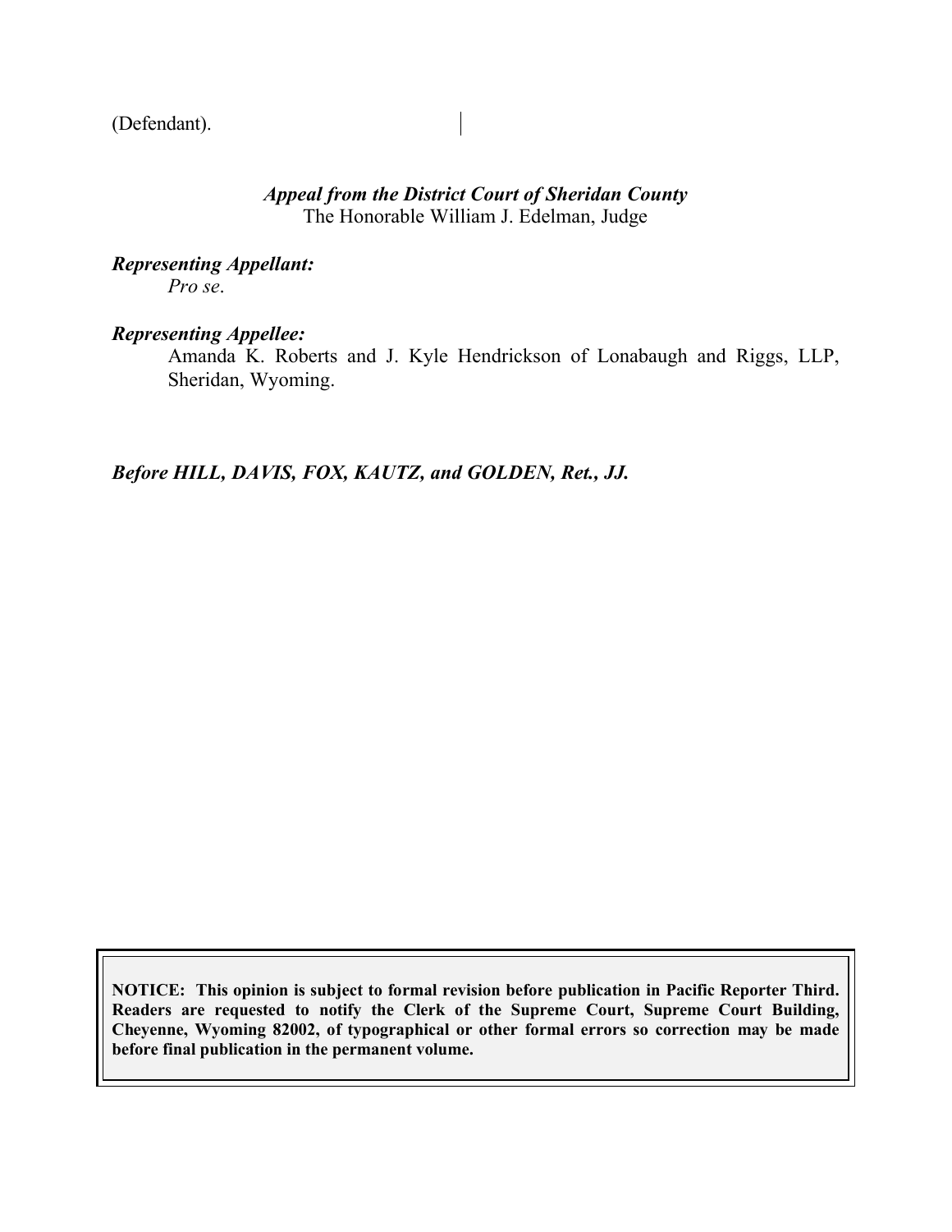(Defendant).

***Appeal from the District Court of Sheridan County***
The Honorable William J. Edelman, Judge

***Representing Appellant:***
*Pro se*.

***Representing Appellee:***
Amanda K. Roberts and J. Kyle Hendrickson of Lonabaugh and Riggs, LLP, Sheridan, Wyoming.

***Before HILL, DAVIS, FOX, KAUTZ, and GOLDEN, Ret., JJ.***

**NOTICE: This opinion is subject to formal revision before publication in Pacific Reporter Third. Readers are requested to notify the Clerk of the Supreme Court, Supreme Court Building, Cheyenne, Wyoming 82002, of typographical or other formal errors so correction may be made before final publication in the permanent volume.**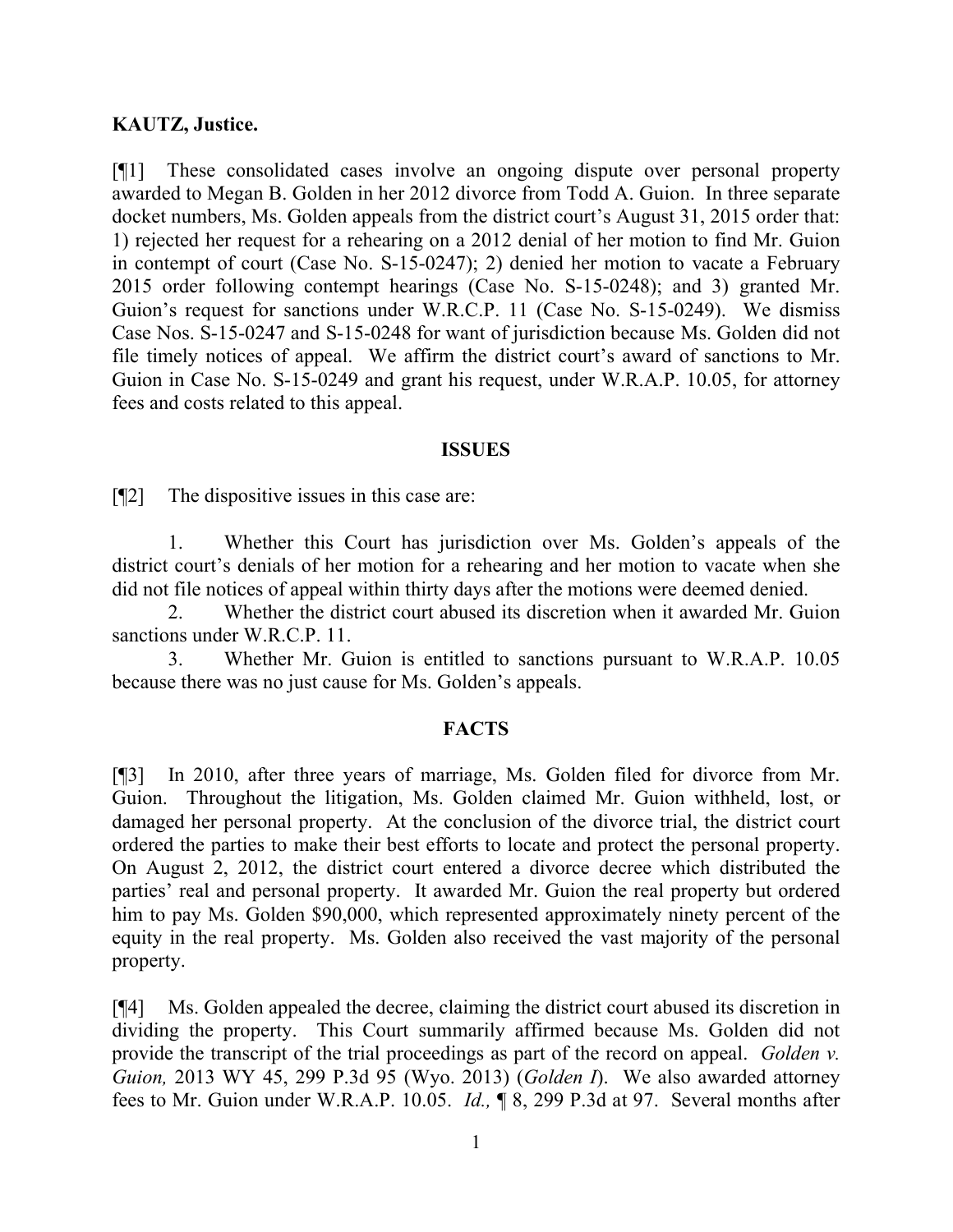**KAUTZ, Justice.**

[¶1] These consolidated cases involve an ongoing dispute over personal property awarded to Megan B. Golden in her 2012 divorce from Todd A. Guion. In three separate docket numbers, Ms. Golden appeals from the district court's August 31, 2015 order that: 1) rejected her request for a rehearing on a 2012 denial of her motion to find Mr. Guion in contempt of court (Case No. S-15-0247); 2) denied her motion to vacate a February 2015 order following contempt hearings (Case No. S-15-0248); and 3) granted Mr. Guion's request for sanctions under W.R.C.P. 11 (Case No. S-15-0249). We dismiss Case Nos. S-15-0247 and S-15-0248 for want of jurisdiction because Ms. Golden did not file timely notices of appeal. We affirm the district court's award of sanctions to Mr. Guion in Case No. S-15-0249 and grant his request, under W.R.A.P. 10.05, for attorney fees and costs related to this appeal.

## ISSUES

[¶2] The dispositive issues in this case are:

1. Whether this Court has jurisdiction over Ms. Golden's appeals of the district court's denials of her motion for a rehearing and her motion to vacate when she did not file notices of appeal within thirty days after the motions were deemed denied.
2. Whether the district court abused its discretion when it awarded Mr. Guion sanctions under W.R.C.P. 11.
3. Whether Mr. Guion is entitled to sanctions pursuant to W.R.A.P. 10.05 because there was no just cause for Ms. Golden's appeals.

## FACTS

[¶3] In 2010, after three years of marriage, Ms. Golden filed for divorce from Mr. Guion. Throughout the litigation, Ms. Golden claimed Mr. Guion withheld, lost, or damaged her personal property. At the conclusion of the divorce trial, the district court ordered the parties to make their best efforts to locate and protect the personal property. On August 2, 2012, the district court entered a divorce decree which distributed the parties' real and personal property. It awarded Mr. Guion the real property but ordered him to pay Ms. Golden $90,000, which represented approximately ninety percent of the equity in the real property. Ms. Golden also received the vast majority of the personal property.

[¶4] Ms. Golden appealed the decree, claiming the district court abused its discretion in dividing the property. This Court summarily affirmed because Ms. Golden did not provide the transcript of the trial proceedings as part of the record on appeal. *Golden v. Guion,* 2013 WY 45, 299 P.3d 95 (Wyo. 2013) (*Golden I*). We also awarded attorney fees to Mr. Guion under W.R.A.P. 10.05. *Id.,* ¶ 8, 299 P.3d at 97. Several months after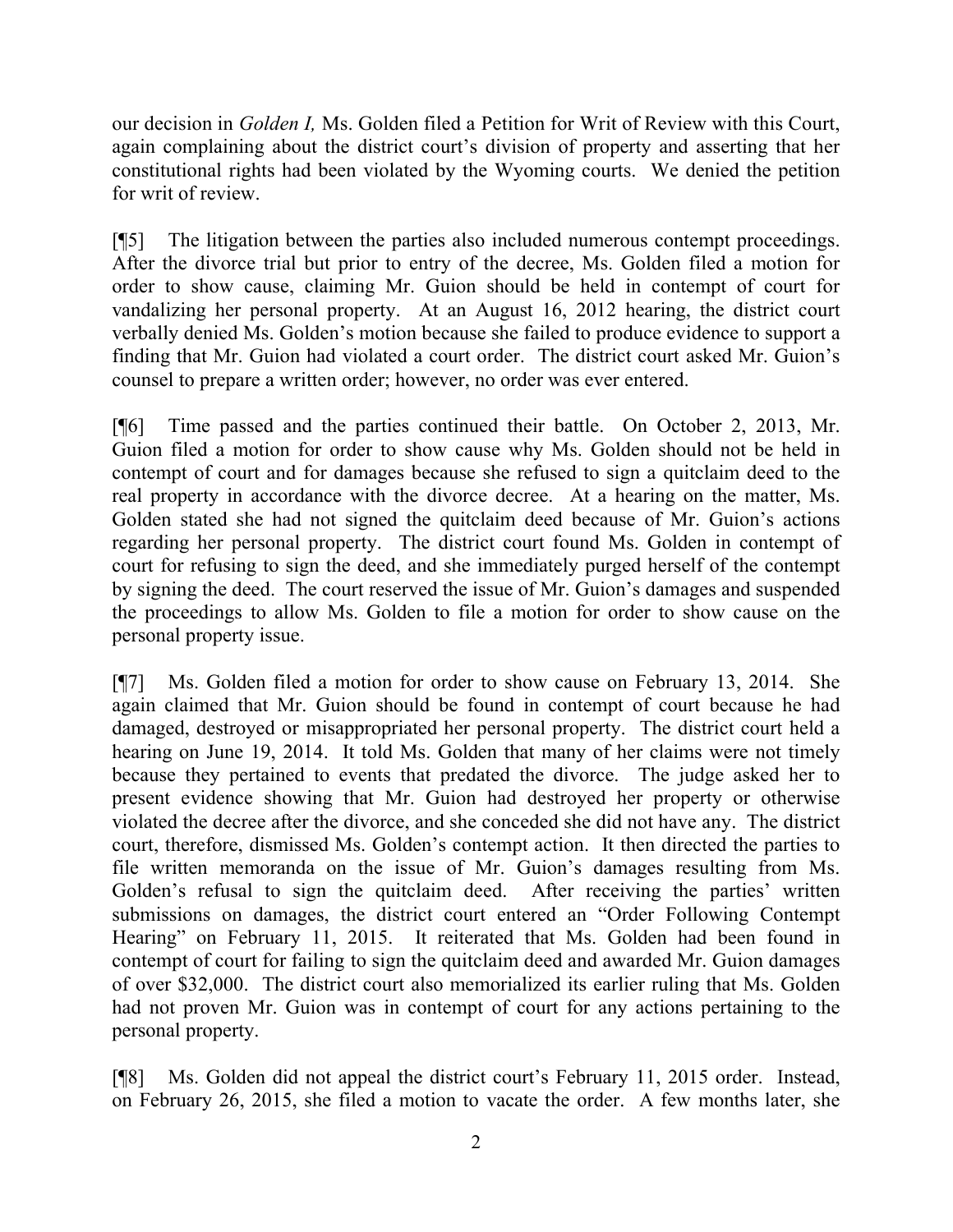our decision in *Golden I,* Ms. Golden filed a Petition for Writ of Review with this Court, again complaining about the district court's division of property and asserting that her constitutional rights had been violated by the Wyoming courts. We denied the petition for writ of review.

[¶5] The litigation between the parties also included numerous contempt proceedings. After the divorce trial but prior to entry of the decree, Ms. Golden filed a motion for order to show cause, claiming Mr. Guion should be held in contempt of court for vandalizing her personal property. At an August 16, 2012 hearing, the district court verbally denied Ms. Golden's motion because she failed to produce evidence to support a finding that Mr. Guion had violated a court order. The district court asked Mr. Guion's counsel to prepare a written order; however, no order was ever entered.

[¶6] Time passed and the parties continued their battle. On October 2, 2013, Mr. Guion filed a motion for order to show cause why Ms. Golden should not be held in contempt of court and for damages because she refused to sign a quitclaim deed to the real property in accordance with the divorce decree. At a hearing on the matter, Ms. Golden stated she had not signed the quitclaim deed because of Mr. Guion's actions regarding her personal property. The district court found Ms. Golden in contempt of court for refusing to sign the deed, and she immediately purged herself of the contempt by signing the deed. The court reserved the issue of Mr. Guion's damages and suspended the proceedings to allow Ms. Golden to file a motion for order to show cause on the personal property issue.

[¶7] Ms. Golden filed a motion for order to show cause on February 13, 2014. She again claimed that Mr. Guion should be found in contempt of court because he had damaged, destroyed or misappropriated her personal property. The district court held a hearing on June 19, 2014. It told Ms. Golden that many of her claims were not timely because they pertained to events that predated the divorce. The judge asked her to present evidence showing that Mr. Guion had destroyed her property or otherwise violated the decree after the divorce, and she conceded she did not have any. The district court, therefore, dismissed Ms. Golden's contempt action. It then directed the parties to file written memoranda on the issue of Mr. Guion's damages resulting from Ms. Golden's refusal to sign the quitclaim deed. After receiving the parties' written submissions on damages, the district court entered an "Order Following Contempt Hearing" on February 11, 2015. It reiterated that Ms. Golden had been found in contempt of court for failing to sign the quitclaim deed and awarded Mr. Guion damages of over $32,000. The district court also memorialized its earlier ruling that Ms. Golden had not proven Mr. Guion was in contempt of court for any actions pertaining to the personal property.

[¶8] Ms. Golden did not appeal the district court's February 11, 2015 order. Instead, on February 26, 2015, she filed a motion to vacate the order. A few months later, she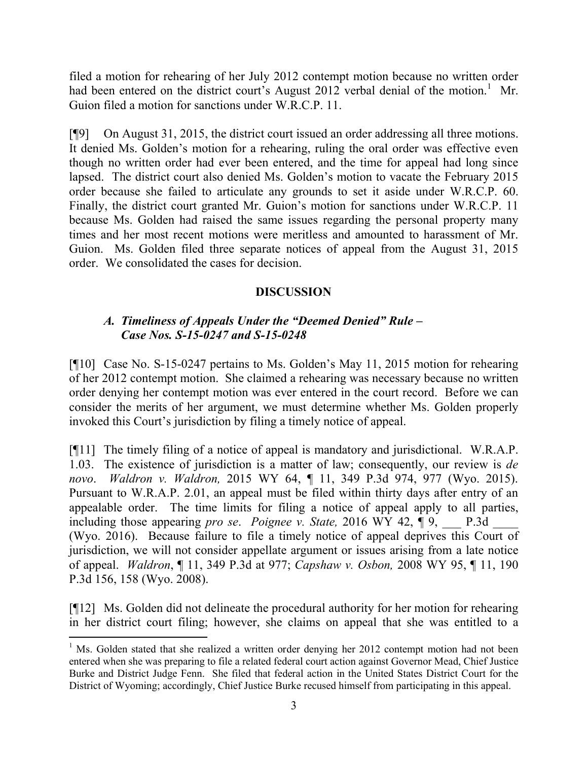filed a motion for rehearing of her July 2012 contempt motion because no written order had been entered on the district court's August 2012 verbal denial of the motion.[1] Mr. Guion filed a motion for sanctions under W.R.C.P. 11.

[¶9] On August 31, 2015, the district court issued an order addressing all three motions. It denied Ms. Golden's motion for a rehearing, ruling the oral order was effective even though no written order had ever been entered, and the time for appeal had long since lapsed. The district court also denied Ms. Golden's motion to vacate the February 2015 order because she failed to articulate any grounds to set it aside under W.R.C.P. 60. Finally, the district court granted Mr. Guion's motion for sanctions under W.R.C.P. 11 because Ms. Golden had raised the same issues regarding the personal property many times and her most recent motions were meritless and amounted to harassment of Mr. Guion. Ms. Golden filed three separate notices of appeal from the August 31, 2015 order. We consolidated the cases for decision.

## DISCUSSION

### *A. Timeliness of Appeals Under the "Deemed Denied" Rule – Case Nos. S-15-0247 and S-15-0248*

[¶10] Case No. S-15-0247 pertains to Ms. Golden's May 11, 2015 motion for rehearing of her 2012 contempt motion. She claimed a rehearing was necessary because no written order denying her contempt motion was ever entered in the court record. Before we can consider the merits of her argument, we must determine whether Ms. Golden properly invoked this Court's jurisdiction by filing a timely notice of appeal.

[¶11] The timely filing of a notice of appeal is mandatory and jurisdictional. W.R.A.P. 1.03. The existence of jurisdiction is a matter of law; consequently, our review is *de novo*. *Waldron v. Waldron,* 2015 WY 64, ¶ 11, 349 P.3d 974, 977 (Wyo. 2015). Pursuant to W.R.A.P. 2.01, an appeal must be filed within thirty days after entry of an appealable order. The time limits for filing a notice of appeal apply to all parties, including those appearing *pro se*. *Poignee v. State,* 2016 WY 42, ¶ 9, \_\_\_ P.3d \_\_\_\_ (Wyo. 2016). Because failure to file a timely notice of appeal deprives this Court of jurisdiction, we will not consider appellate argument or issues arising from a late notice of appeal. *Waldron*, ¶ 11, 349 P.3d at 977; *Capshaw v. Osbon,* 2008 WY 95, ¶ 11, 190 P.3d 156, 158 (Wyo. 2008).

[¶12] Ms. Golden did not delineate the procedural authority for her motion for rehearing in her district court filing; however, she claims on appeal that she was entitled to a

---

[1] Ms. Golden stated that she realized a written order denying her 2012 contempt motion had not been entered when she was preparing to file a related federal court action against Governor Mead, Chief Justice Burke and District Judge Fenn. She filed that federal action in the United States District Court for the District of Wyoming; accordingly, Chief Justice Burke recused himself from participating in this appeal.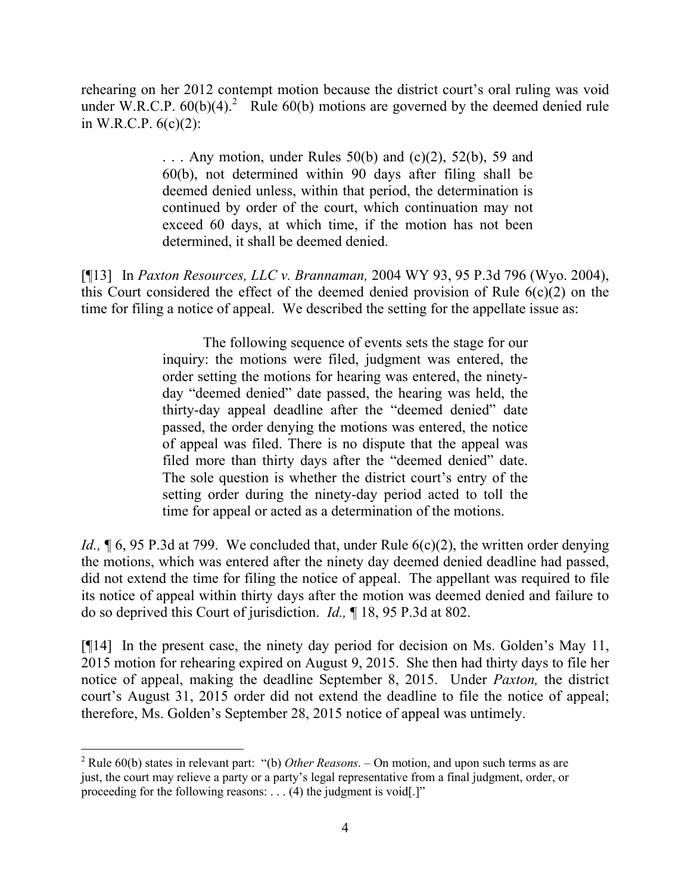rehearing on her 2012 contempt motion because the district court's oral ruling was void under W.R.C.P. 60(b)(4).[2] Rule 60(b) motions are governed by the deemed denied rule in W.R.C.P. 6(c)(2):

> . . . Any motion, under Rules 50(b) and (c)(2), 52(b), 59 and 60(b), not determined within 90 days after filing shall be deemed denied unless, within that period, the determination is continued by order of the court, which continuation may not exceed 60 days, at which time, if the motion has not been determined, it shall be deemed denied.

[¶13] In *Paxton Resources, LLC v. Brannaman,* 2004 WY 93, 95 P.3d 796 (Wyo. 2004), this Court considered the effect of the deemed denied provision of Rule 6(c)(2) on the time for filing a notice of appeal. We described the setting for the appellate issue as:

> The following sequence of events sets the stage for our inquiry: the motions were filed, judgment was entered, the order setting the motions for hearing was entered, the ninety-day "deemed denied" date passed, the hearing was held, the thirty-day appeal deadline after the "deemed denied" date passed, the order denying the motions was entered, the notice of appeal was filed. There is no dispute that the appeal was filed more than thirty days after the "deemed denied" date. The sole question is whether the district court's entry of the setting order during the ninety-day period acted to toll the time for appeal or acted as a determination of the motions.

*Id.,* ¶ 6, 95 P.3d at 799. We concluded that, under Rule 6(c)(2), the written order denying the motions, which was entered after the ninety day deemed denied deadline had passed, did not extend the time for filing the notice of appeal. The appellant was required to file its notice of appeal within thirty days after the motion was deemed denied and failure to do so deprived this Court of jurisdiction. *Id.,* ¶ 18, 95 P.3d at 802.

[¶14] In the present case, the ninety day period for decision on Ms. Golden's May 11, 2015 motion for rehearing expired on August 9, 2015. She then had thirty days to file her notice of appeal, making the deadline September 8, 2015. Under *Paxton,* the district court's August 31, 2015 order did not extend the deadline to file the notice of appeal; therefore, Ms. Golden's September 28, 2015 notice of appeal was untimely.

---

[2] Rule 60(b) states in relevant part: "(b) *Other Reasons*. – On motion, and upon such terms as are just, the court may relieve a party or a party's legal representative from a final judgment, order, or proceeding for the following reasons: . . . (4) the judgment is void[.]"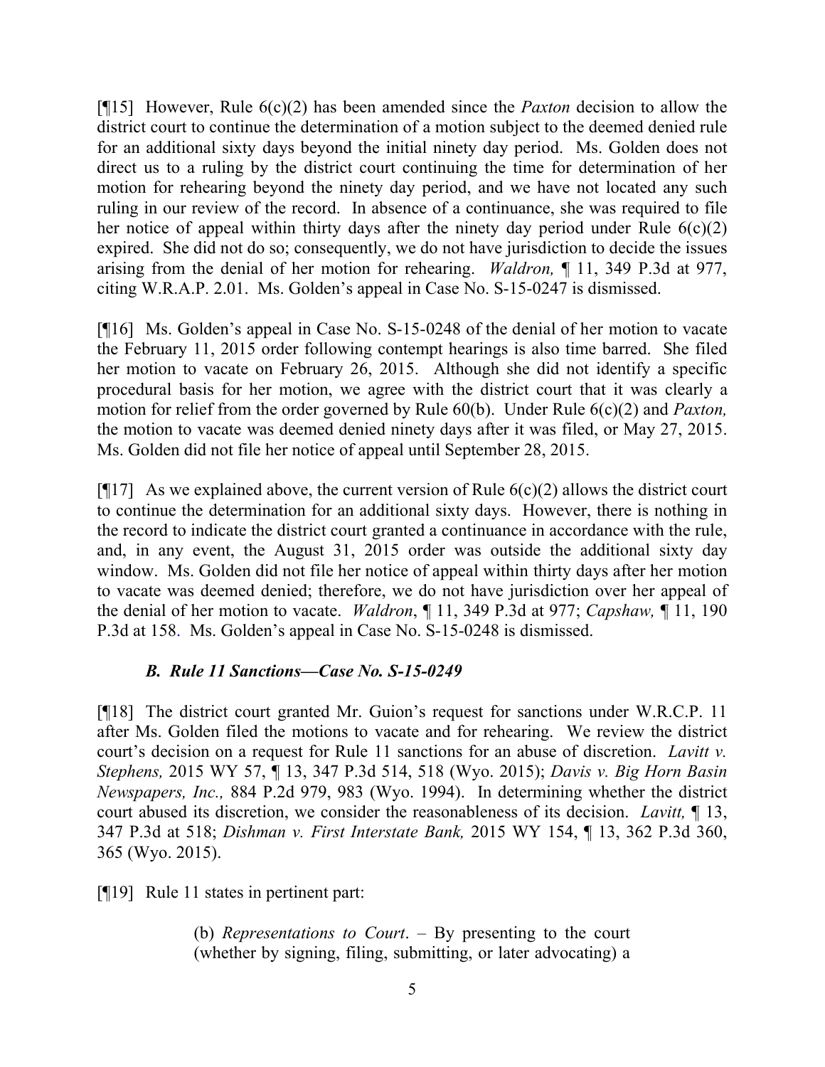[¶15] However, Rule 6(c)(2) has been amended since the *Paxton* decision to allow the district court to continue the determination of a motion subject to the deemed denied rule for an additional sixty days beyond the initial ninety day period. Ms. Golden does not direct us to a ruling by the district court continuing the time for determination of her motion for rehearing beyond the ninety day period, and we have not located any such ruling in our review of the record. In absence of a continuance, she was required to file her notice of appeal within thirty days after the ninety day period under Rule 6(c)(2) expired. She did not do so; consequently, we do not have jurisdiction to decide the issues arising from the denial of her motion for rehearing. *Waldron,* ¶ 11, 349 P.3d at 977, citing W.R.A.P. 2.01. Ms. Golden's appeal in Case No. S-15-0247 is dismissed.

[¶16] Ms. Golden's appeal in Case No. S-15-0248 of the denial of her motion to vacate the February 11, 2015 order following contempt hearings is also time barred. She filed her motion to vacate on February 26, 2015. Although she did not identify a specific procedural basis for her motion, we agree with the district court that it was clearly a motion for relief from the order governed by Rule 60(b). Under Rule 6(c)(2) and *Paxton,* the motion to vacate was deemed denied ninety days after it was filed, or May 27, 2015. Ms. Golden did not file her notice of appeal until September 28, 2015.

[¶17] As we explained above, the current version of Rule 6(c)(2) allows the district court to continue the determination for an additional sixty days. However, there is nothing in the record to indicate the district court granted a continuance in accordance with the rule, and, in any event, the August 31, 2015 order was outside the additional sixty day window. Ms. Golden did not file her notice of appeal within thirty days after her motion to vacate was deemed denied; therefore, we do not have jurisdiction over her appeal of the denial of her motion to vacate. *Waldron*, ¶ 11, 349 P.3d at 977; *Capshaw,* ¶ 11, 190 P.3d at 158. Ms. Golden's appeal in Case No. S-15-0248 is dismissed.

### *B. Rule 11 Sanctions—Case No. S-15-0249*

[¶18] The district court granted Mr. Guion's request for sanctions under W.R.C.P. 11 after Ms. Golden filed the motions to vacate and for rehearing. We review the district court's decision on a request for Rule 11 sanctions for an abuse of discretion. *Lavitt v. Stephens,* 2015 WY 57, ¶ 13, 347 P.3d 514, 518 (Wyo. 2015); *Davis v. Big Horn Basin Newspapers, Inc.,* 884 P.2d 979, 983 (Wyo. 1994). In determining whether the district court abused its discretion, we consider the reasonableness of its decision. *Lavitt,* ¶ 13, 347 P.3d at 518; *Dishman v. First Interstate Bank,* 2015 WY 154, ¶ 13, 362 P.3d 360, 365 (Wyo. 2015).

[¶19] Rule 11 states in pertinent part:

> (b) *Representations to Court*. – By presenting to the court (whether by signing, filing, submitting, or later advocating) a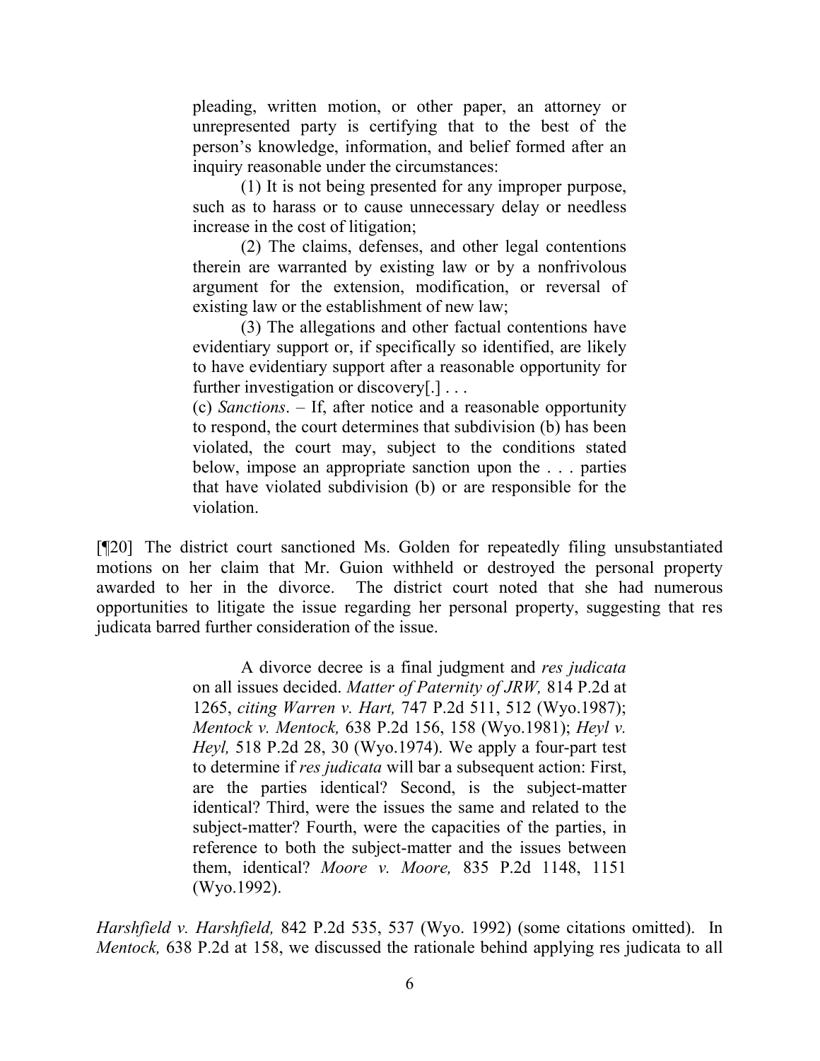> pleading, written motion, or other paper, an attorney or unrepresented party is certifying that to the best of the person's knowledge, information, and belief formed after an inquiry reasonable under the circumstances:
>
> (1) It is not being presented for any improper purpose, such as to harass or to cause unnecessary delay or needless increase in the cost of litigation;
>
> (2) The claims, defenses, and other legal contentions therein are warranted by existing law or by a nonfrivolous argument for the extension, modification, or reversal of existing law or the establishment of new law;
>
> (3) The allegations and other factual contentions have evidentiary support or, if specifically so identified, are likely to have evidentiary support after a reasonable opportunity for further investigation or discovery[.] . . .
>
> (c) *Sanctions*. – If, after notice and a reasonable opportunity to respond, the court determines that subdivision (b) has been violated, the court may, subject to the conditions stated below, impose an appropriate sanction upon the . . . parties that have violated subdivision (b) or are responsible for the violation.

[¶20] The district court sanctioned Ms. Golden for repeatedly filing unsubstantiated motions on her claim that Mr. Guion withheld or destroyed the personal property awarded to her in the divorce. The district court noted that she had numerous opportunities to litigate the issue regarding her personal property, suggesting that res judicata barred further consideration of the issue.

> A divorce decree is a final judgment and *res judicata* on all issues decided. *Matter of Paternity of JRW,* 814 P.2d at 1265, *citing Warren v. Hart,* 747 P.2d 511, 512 (Wyo.1987); *Mentock v. Mentock,* 638 P.2d 156, 158 (Wyo.1981); *Heyl v. Heyl,* 518 P.2d 28, 30 (Wyo.1974). We apply a four-part test to determine if *res judicata* will bar a subsequent action: First, are the parties identical? Second, is the subject-matter identical? Third, were the issues the same and related to the subject-matter? Fourth, were the capacities of the parties, in reference to both the subject-matter and the issues between them, identical? *Moore v. Moore,* 835 P.2d 1148, 1151 (Wyo.1992).

*Harshfield v. Harshfield,* 842 P.2d 535, 537 (Wyo. 1992) (some citations omitted). In *Mentock,* 638 P.2d at 158, we discussed the rationale behind applying res judicata to all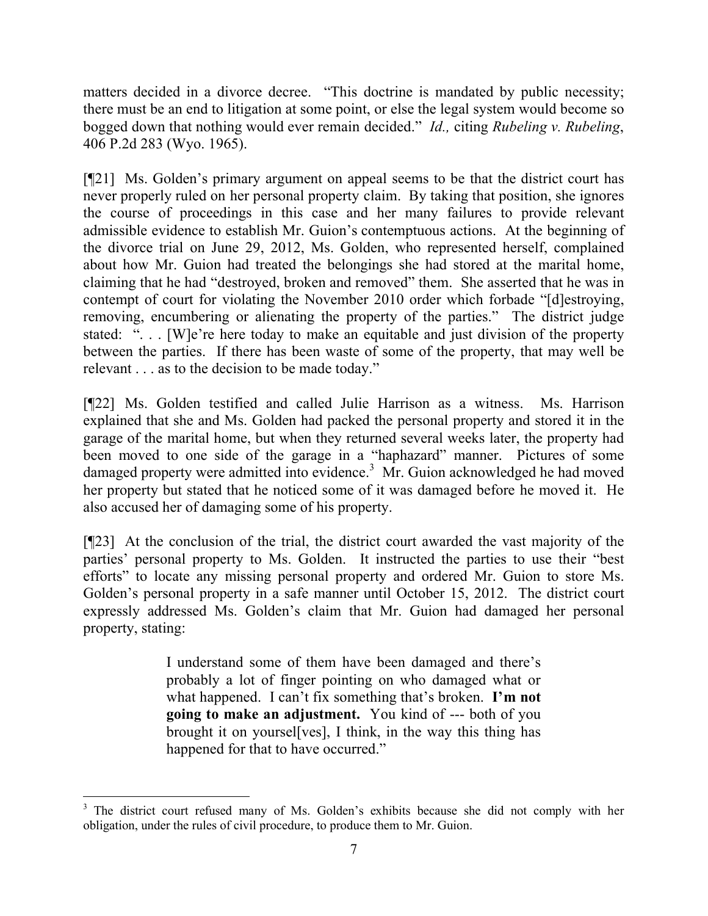matters decided in a divorce decree. "This doctrine is mandated by public necessity; there must be an end to litigation at some point, or else the legal system would become so bogged down that nothing would ever remain decided." *Id.,* citing *Rubeling v. Rubeling*, 406 P.2d 283 (Wyo. 1965).

[¶21] Ms. Golden's primary argument on appeal seems to be that the district court has never properly ruled on her personal property claim. By taking that position, she ignores the course of proceedings in this case and her many failures to provide relevant admissible evidence to establish Mr. Guion's contemptuous actions. At the beginning of the divorce trial on June 29, 2012, Ms. Golden, who represented herself, complained about how Mr. Guion had treated the belongings she had stored at the marital home, claiming that he had "destroyed, broken and removed" them. She asserted that he was in contempt of court for violating the November 2010 order which forbade "[d]estroying, removing, encumbering or alienating the property of the parties." The district judge stated: ". . . [W]e're here today to make an equitable and just division of the property between the parties. If there has been waste of some of the property, that may well be relevant . . . as to the decision to be made today."

[¶22] Ms. Golden testified and called Julie Harrison as a witness. Ms. Harrison explained that she and Ms. Golden had packed the personal property and stored it in the garage of the marital home, but when they returned several weeks later, the property had been moved to one side of the garage in a "haphazard" manner. Pictures of some damaged property were admitted into evidence.[3] Mr. Guion acknowledged he had moved her property but stated that he noticed some of it was damaged before he moved it. He also accused her of damaging some of his property.

[¶23] At the conclusion of the trial, the district court awarded the vast majority of the parties' personal property to Ms. Golden. It instructed the parties to use their "best efforts" to locate any missing personal property and ordered Mr. Guion to store Ms. Golden's personal property in a safe manner until October 15, 2012. The district court expressly addressed Ms. Golden's claim that Mr. Guion had damaged her personal property, stating:

> I understand some of them have been damaged and there's probably a lot of finger pointing on who damaged what or what happened. I can't fix something that's broken. **I'm not going to make an adjustment.** You kind of --- both of you brought it on yoursel[ves], I think, in the way this thing has happened for that to have occurred."

[3] The district court refused many of Ms. Golden's exhibits because she did not comply with her obligation, under the rules of civil procedure, to produce them to Mr. Guion.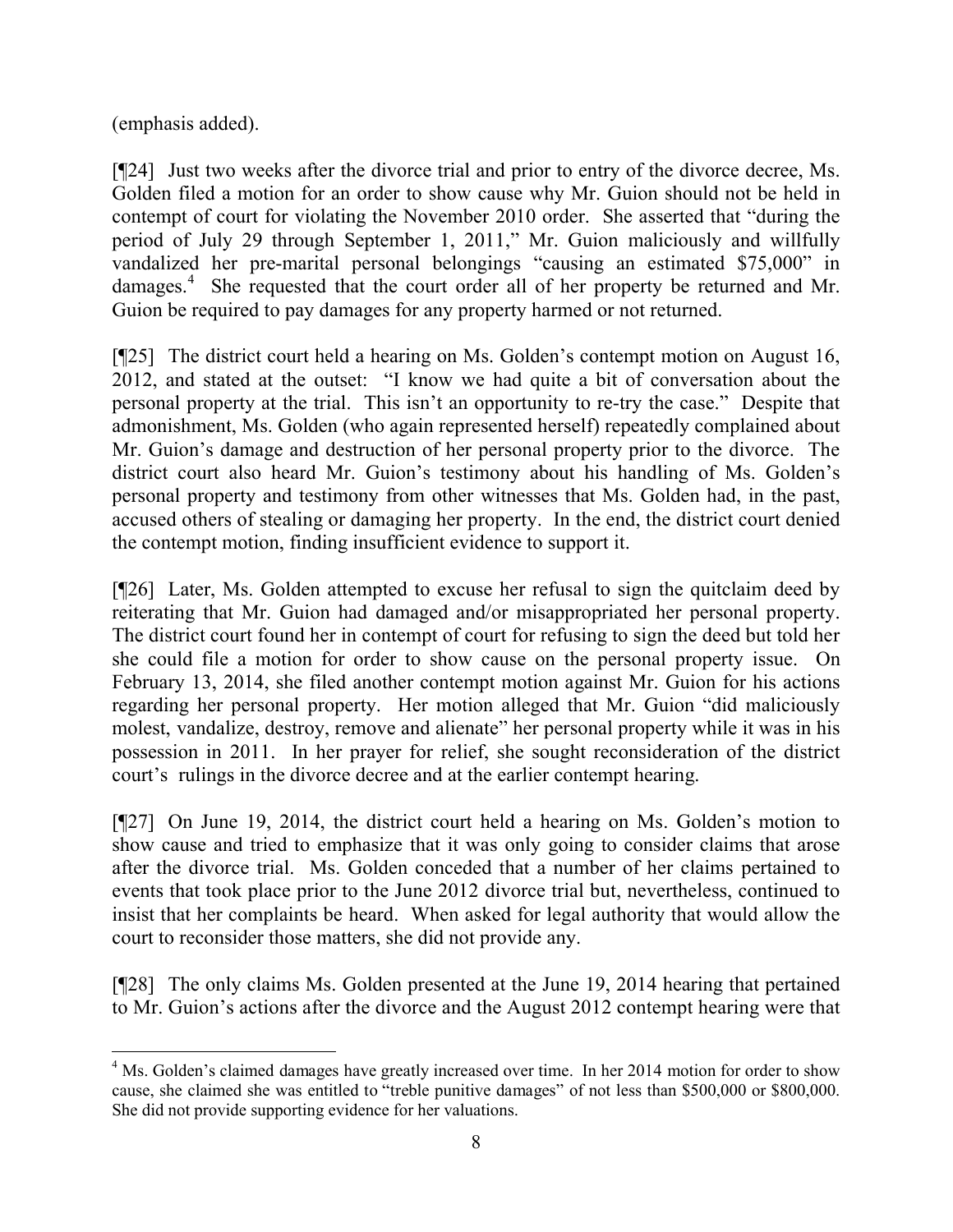(emphasis added).

[¶24] Just two weeks after the divorce trial and prior to entry of the divorce decree, Ms. Golden filed a motion for an order to show cause why Mr. Guion should not be held in contempt of court for violating the November 2010 order. She asserted that "during the period of July 29 through September 1, 2011," Mr. Guion maliciously and willfully vandalized her pre-marital personal belongings "causing an estimated $75,000" in damages.[4] She requested that the court order all of her property be returned and Mr. Guion be required to pay damages for any property harmed or not returned.

[¶25] The district court held a hearing on Ms. Golden's contempt motion on August 16, 2012, and stated at the outset: "I know we had quite a bit of conversation about the personal property at the trial. This isn't an opportunity to re-try the case." Despite that admonishment, Ms. Golden (who again represented herself) repeatedly complained about Mr. Guion's damage and destruction of her personal property prior to the divorce. The district court also heard Mr. Guion's testimony about his handling of Ms. Golden's personal property and testimony from other witnesses that Ms. Golden had, in the past, accused others of stealing or damaging her property. In the end, the district court denied the contempt motion, finding insufficient evidence to support it.

[¶26] Later, Ms. Golden attempted to excuse her refusal to sign the quitclaim deed by reiterating that Mr. Guion had damaged and/or misappropriated her personal property. The district court found her in contempt of court for refusing to sign the deed but told her she could file a motion for order to show cause on the personal property issue. On February 13, 2014, she filed another contempt motion against Mr. Guion for his actions regarding her personal property. Her motion alleged that Mr. Guion "did maliciously molest, vandalize, destroy, remove and alienate" her personal property while it was in his possession in 2011. In her prayer for relief, she sought reconsideration of the district court's rulings in the divorce decree and at the earlier contempt hearing.

[¶27] On June 19, 2014, the district court held a hearing on Ms. Golden's motion to show cause and tried to emphasize that it was only going to consider claims that arose after the divorce trial. Ms. Golden conceded that a number of her claims pertained to events that took place prior to the June 2012 divorce trial but, nevertheless, continued to insist that her complaints be heard. When asked for legal authority that would allow the court to reconsider those matters, she did not provide any.

[¶28] The only claims Ms. Golden presented at the June 19, 2014 hearing that pertained to Mr. Guion's actions after the divorce and the August 2012 contempt hearing were that

---

[4] Ms. Golden's claimed damages have greatly increased over time. In her 2014 motion for order to show cause, she claimed she was entitled to "treble punitive damages" of not less than $500,000 or $800,000. She did not provide supporting evidence for her valuations.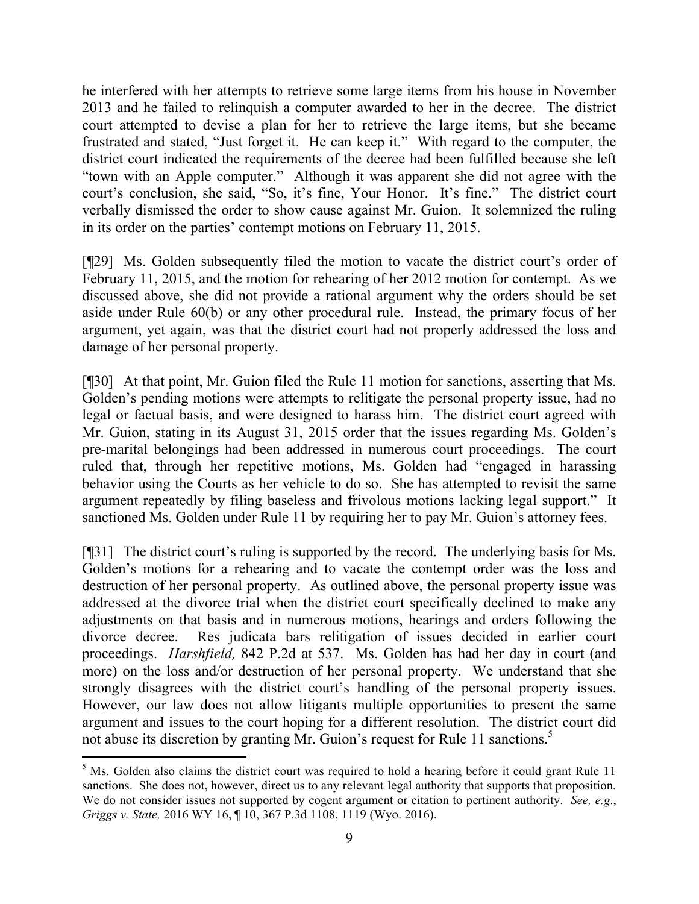he interfered with her attempts to retrieve some large items from his house in November 2013 and he failed to relinquish a computer awarded to her in the decree. The district court attempted to devise a plan for her to retrieve the large items, but she became frustrated and stated, "Just forget it. He can keep it." With regard to the computer, the district court indicated the requirements of the decree had been fulfilled because she left "town with an Apple computer." Although it was apparent she did not agree with the court's conclusion, she said, "So, it's fine, Your Honor. It's fine." The district court verbally dismissed the order to show cause against Mr. Guion. It solemnized the ruling in its order on the parties' contempt motions on February 11, 2015.

[¶29] Ms. Golden subsequently filed the motion to vacate the district court's order of February 11, 2015, and the motion for rehearing of her 2012 motion for contempt. As we discussed above, she did not provide a rational argument why the orders should be set aside under Rule 60(b) or any other procedural rule. Instead, the primary focus of her argument, yet again, was that the district court had not properly addressed the loss and damage of her personal property.

[¶30] At that point, Mr. Guion filed the Rule 11 motion for sanctions, asserting that Ms. Golden's pending motions were attempts to relitigate the personal property issue, had no legal or factual basis, and were designed to harass him. The district court agreed with Mr. Guion, stating in its August 31, 2015 order that the issues regarding Ms. Golden's pre-marital belongings had been addressed in numerous court proceedings. The court ruled that, through her repetitive motions, Ms. Golden had "engaged in harassing behavior using the Courts as her vehicle to do so. She has attempted to revisit the same argument repeatedly by filing baseless and frivolous motions lacking legal support." It sanctioned Ms. Golden under Rule 11 by requiring her to pay Mr. Guion's attorney fees.

[¶31] The district court's ruling is supported by the record. The underlying basis for Ms. Golden's motions for a rehearing and to vacate the contempt order was the loss and destruction of her personal property. As outlined above, the personal property issue was addressed at the divorce trial when the district court specifically declined to make any adjustments on that basis and in numerous motions, hearings and orders following the divorce decree. Res judicata bars relitigation of issues decided in earlier court proceedings. *Harshfield,* 842 P.2d at 537. Ms. Golden has had her day in court (and more) on the loss and/or destruction of her personal property. We understand that she strongly disagrees with the district court's handling of the personal property issues. However, our law does not allow litigants multiple opportunities to present the same argument and issues to the court hoping for a different resolution. The district court did not abuse its discretion by granting Mr. Guion's request for Rule 11 sanctions.[5]

[5] Ms. Golden also claims the district court was required to hold a hearing before it could grant Rule 11 sanctions. She does not, however, direct us to any relevant legal authority that supports that proposition. We do not consider issues not supported by cogent argument or citation to pertinent authority. *See, e.g.*, *Griggs v. State,* 2016 WY 16, ¶ 10, 367 P.3d 1108, 1119 (Wyo. 2016).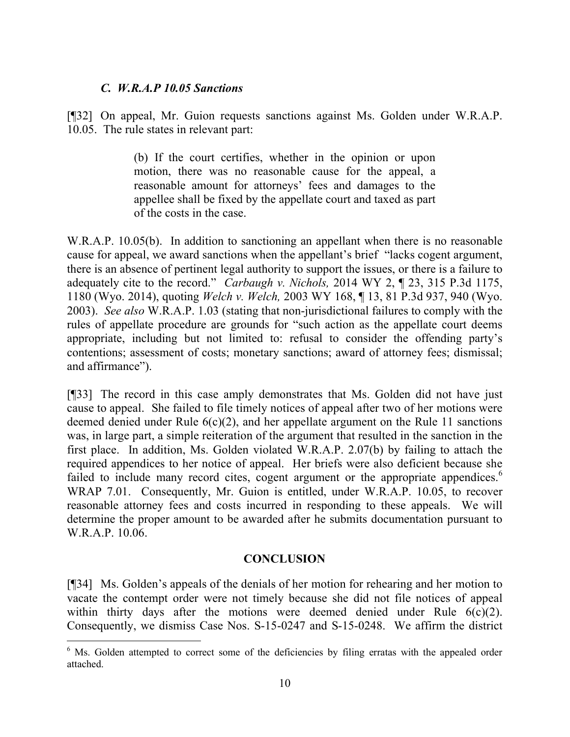### *C. W.R.A.P 10.05 Sanctions*

[¶32] On appeal, Mr. Guion requests sanctions against Ms. Golden under W.R.A.P. 10.05. The rule states in relevant part:

> (b) If the court certifies, whether in the opinion or upon motion, there was no reasonable cause for the appeal, a reasonable amount for attorneys' fees and damages to the appellee shall be fixed by the appellate court and taxed as part of the costs in the case.

W.R.A.P. 10.05(b). In addition to sanctioning an appellant when there is no reasonable cause for appeal, we award sanctions when the appellant's brief "lacks cogent argument, there is an absence of pertinent legal authority to support the issues, or there is a failure to adequately cite to the record." *Carbaugh v. Nichols,* 2014 WY 2, ¶ 23, 315 P.3d 1175, 1180 (Wyo. 2014), quoting *Welch v. Welch,* 2003 WY 168, ¶ 13, 81 P.3d 937, 940 (Wyo. 2003). *See also* W.R.A.P. 1.03 (stating that non-jurisdictional failures to comply with the rules of appellate procedure are grounds for "such action as the appellate court deems appropriate, including but not limited to: refusal to consider the offending party's contentions; assessment of costs; monetary sanctions; award of attorney fees; dismissal; and affirmance").

[¶33] The record in this case amply demonstrates that Ms. Golden did not have just cause to appeal. She failed to file timely notices of appeal after two of her motions were deemed denied under Rule 6(c)(2), and her appellate argument on the Rule 11 sanctions was, in large part, a simple reiteration of the argument that resulted in the sanction in the first place. In addition, Ms. Golden violated W.R.A.P. 2.07(b) by failing to attach the required appendices to her notice of appeal. Her briefs were also deficient because she failed to include many record cites, cogent argument or the appropriate appendices.[6] WRAP 7.01. Consequently, Mr. Guion is entitled, under W.R.A.P. 10.05, to recover reasonable attorney fees and costs incurred in responding to these appeals. We will determine the proper amount to be awarded after he submits documentation pursuant to W.R.A.P. 10.06.

## CONCLUSION

[¶34] Ms. Golden's appeals of the denials of her motion for rehearing and her motion to vacate the contempt order were not timely because she did not file notices of appeal within thirty days after the motions were deemed denied under Rule 6(c)(2). Consequently, we dismiss Case Nos. S-15-0247 and S-15-0248. We affirm the district

---

[6] Ms. Golden attempted to correct some of the deficiencies by filing erratas with the appealed order attached.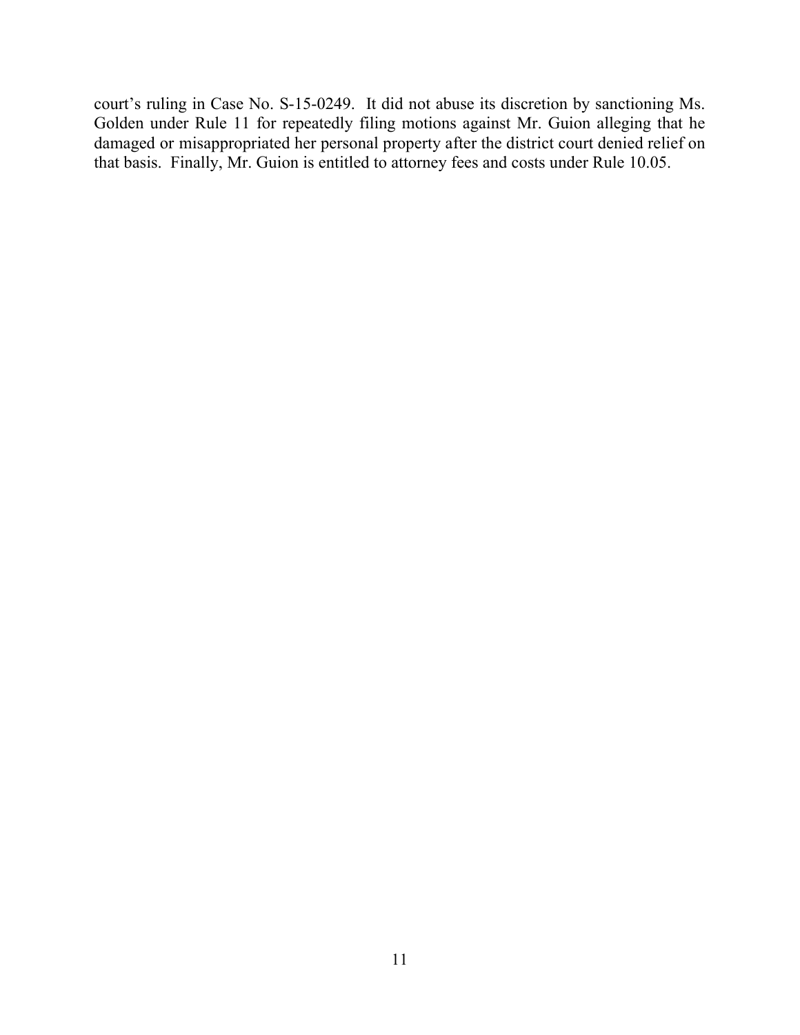court's ruling in Case No. S-15-0249. It did not abuse its discretion by sanctioning Ms. Golden under Rule 11 for repeatedly filing motions against Mr. Guion alleging that he damaged or misappropriated her personal property after the district court denied relief on that basis. Finally, Mr. Guion is entitled to attorney fees and costs under Rule 10.05.